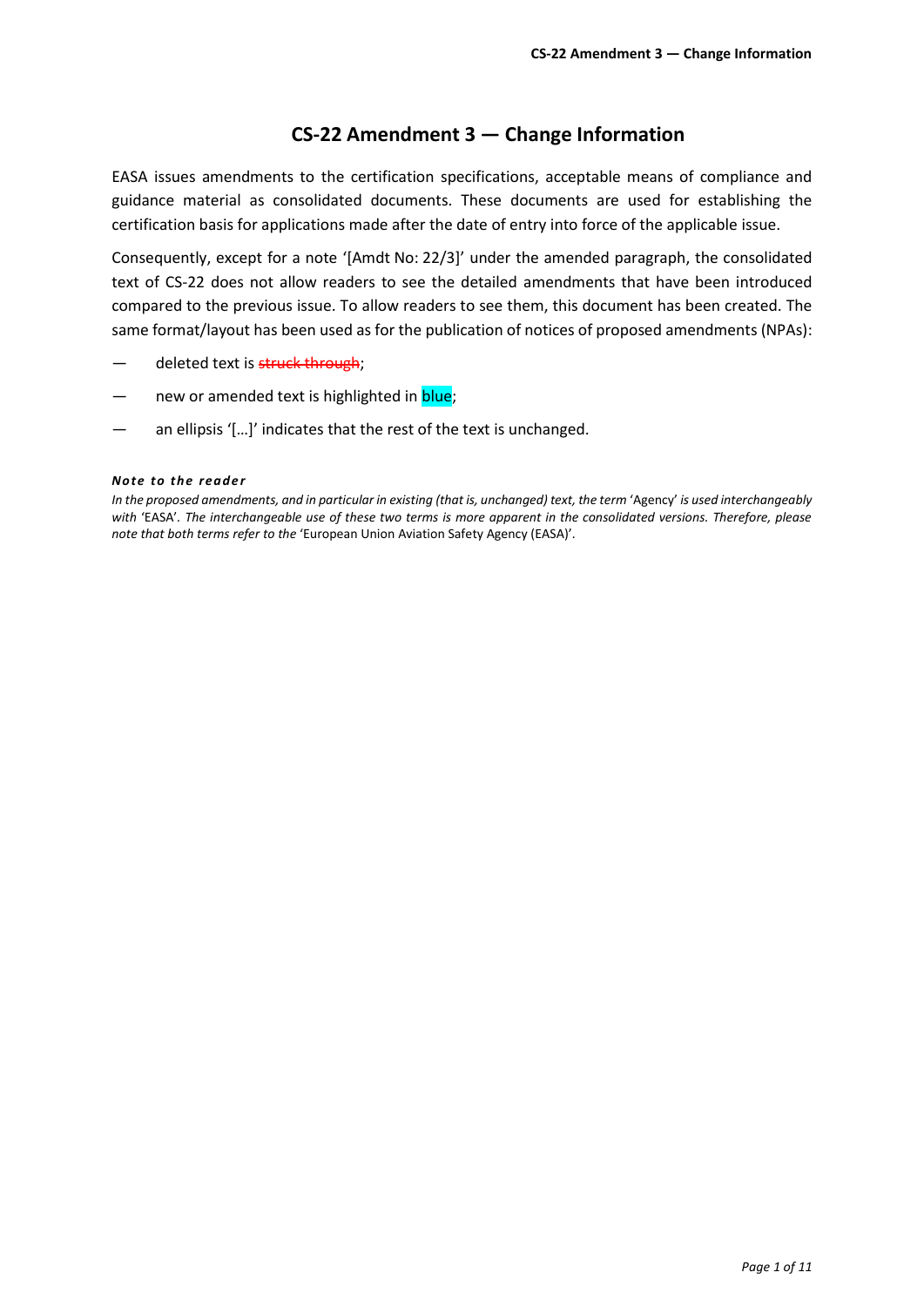# CS-22 Amendment 3 — Change Information

EASA issues amendments to the certification specifications, acceptable means of compliance and guidance material as consolidated documents. These documents are used for establishing the certification basis for applications made after the date of entry into force of the applicable issue.

Consequently, except for a note '[Amdt No: 22/3]' under the amended paragraph, the consolidated text of CS-22 does not allow readers to see the detailed amendments that have been introduced compared to the previous issue. To allow readers to see them, this document has been created. The same format/layout has been used as for the publication of notices of proposed amendments (NPAs):

— deleted text is ~~struck through~~;

— new or amended text is highlighted in blue;

— an ellipsis '[…]' indicates that the rest of the text is unchanged.

***Note to the reader***

*In the proposed amendments, and in particular in existing (that is, unchanged) text, the term* 'Agency' *is used interchangeably with* 'EASA'. *The interchangeable use of these two terms is more apparent in the consolidated versions. Therefore, please note that both terms refer to the* 'European Union Aviation Safety Agency (EASA)'.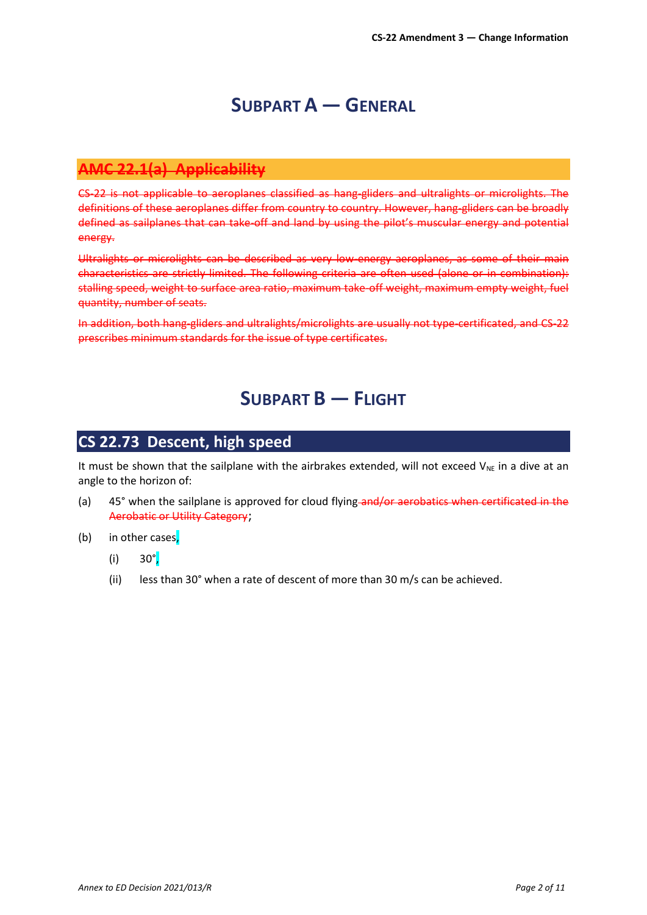# SUBPART A — GENERAL

## ~~AMC 22.1(a) Applicability~~

~~CS-22 is not applicable to aeroplanes classified as hang-gliders and ultralights or microlights. The definitions of these aeroplanes differ from country to country. However, hang-gliders can be broadly defined as sailplanes that can take-off and land by using the pilot's muscular energy and potential energy.~~

~~Ultralights or microlights can be described as very low-energy aeroplanes, as some of their main characteristics are strictly limited. The following criteria are often used (alone or in combination): stalling speed, weight to surface area ratio, maximum take-off weight, maximum empty weight, fuel quantity, number of seats.~~

~~In addition, both hang-gliders and ultralights/microlights are usually not type-certificated, and CS-22 prescribes minimum standards for the issue of type certificates.~~

# SUBPART B — FLIGHT

## CS 22.73 Descent, high speed

It must be shown that the sailplane with the airbrakes extended, will not exceed $V_{NE}$ in a dive at an angle to the horizon of:

(a) 45° when the sailplane is approved for cloud flying ~~and/or aerobatics when certificated in the Aerobatic or Utility Category~~;

(b) in other cases,

   (i) 30°,

   (ii) less than 30° when a rate of descent of more than 30 m/s can be achieved.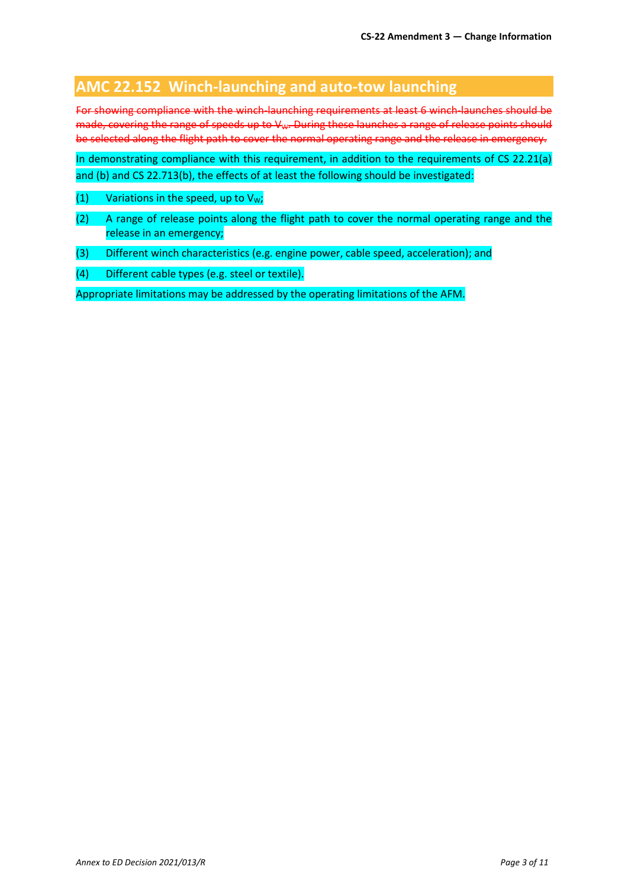# AMC 22.152 Winch-launching and auto-tow launching

~~For showing compliance with the winch-launching requirements at least 6 winch-launches should be made, covering the range of speeds up to $V_W$. During these launches a range of release points should be selected along the flight path to cover the normal operating range and the release in emergency.~~

In demonstrating compliance with this requirement, in addition to the requirements of CS 22.21(a) and (b) and CS 22.713(b), the effects of at least the following should be investigated:

(1) Variations in the speed, up to $V_W$;

(2) A range of release points along the flight path to cover the normal operating range and the release in an emergency;

(3) Different winch characteristics (e.g. engine power, cable speed, acceleration); and

(4) Different cable types (e.g. steel or textile).

Appropriate limitations may be addressed by the operating limitations of the AFM.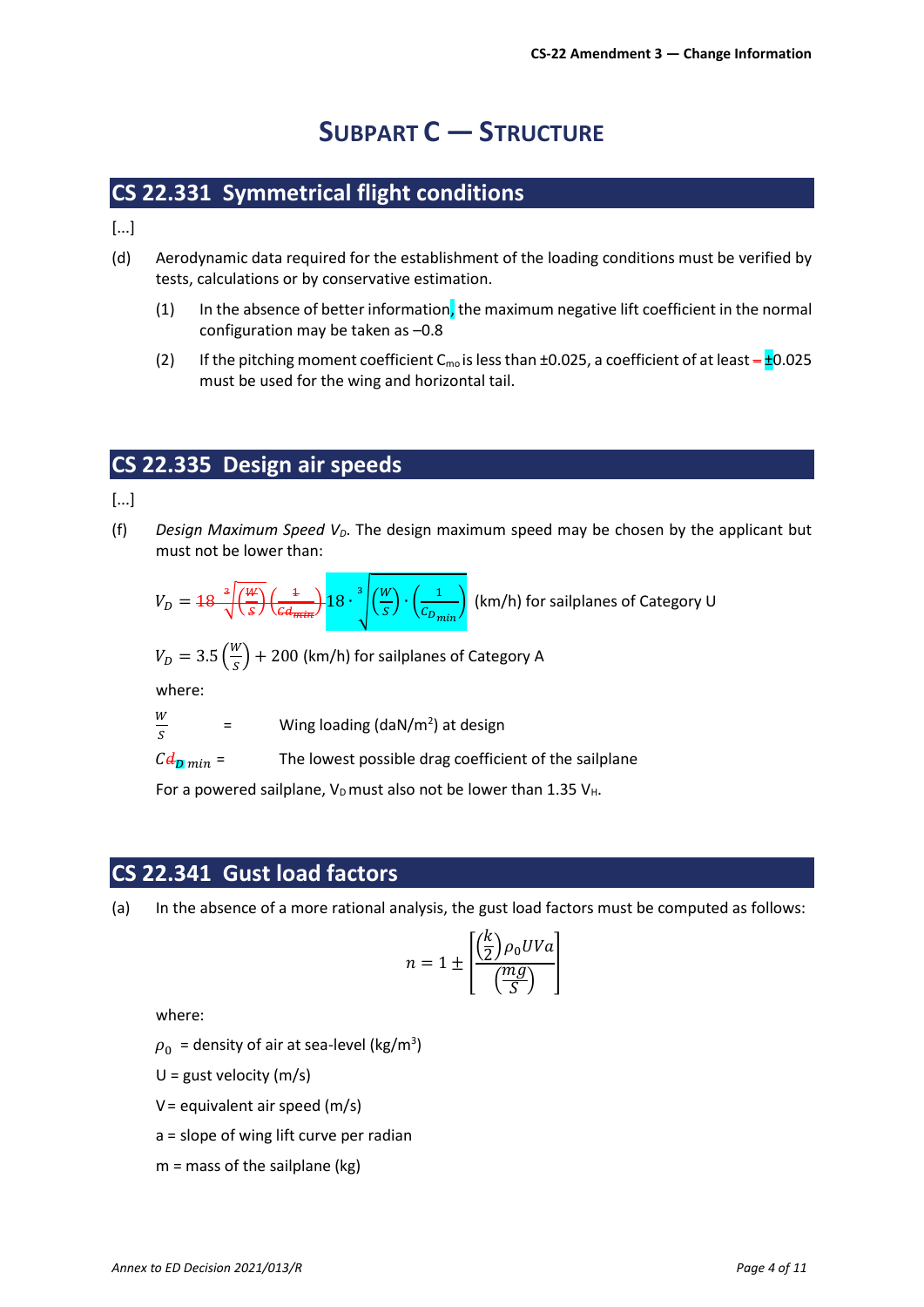# SUBPART C — STRUCTURE

## CS 22.331 Symmetrical flight conditions

[...]

(d) Aerodynamic data required for the establishment of the loading conditions must be verified by tests, calculations or by conservative estimation.

(1) In the absence of better information, the maximum negative lift coefficient in the normal configuration may be taken as –0.8

(2) If the pitching moment coefficient $C_{mo}$ is less than ±0.025, a coefficient of at least ±0.025 must be used for the wing and horizontal tail.

## CS 22.335 Design air speeds

[...]

(f) *Design Maximum Speed $V_D$*. The design maximum speed may be chosen by the applicant but must not be lower than:

$$V_D = 18 \cdot \sqrt[3]{\left(\frac{W}{S}\right) \cdot \left(\frac{1}{C_{D_{min}}}\right)}$$ (km/h) for sailplanes of Category U

$$V_D = 3.5\left(\frac{W}{S}\right) + 200$$ (km/h) for sailplanes of Category A

where:

$\frac{W}{S}$ = Wing loading (daN/m²) at design

$C_{D_{min}}$ = The lowest possible drag coefficient of the sailplane

For a powered sailplane, $V_D$ must also not be lower than 1.35 $V_H$.

## CS 22.341 Gust load factors

(a) In the absence of a more rational analysis, the gust load factors must be computed as follows:

$$n = 1 \pm \left[\frac{\left(\frac{k}{2}\right)\rho_0 UVa}{\left(\frac{mg}{S}\right)}\right]$$

where:

$\rho_0$ = density of air at sea-level (kg/m³)

U = gust velocity (m/s)

V = equivalent air speed (m/s)

a = slope of wing lift curve per radian

m = mass of the sailplane (kg)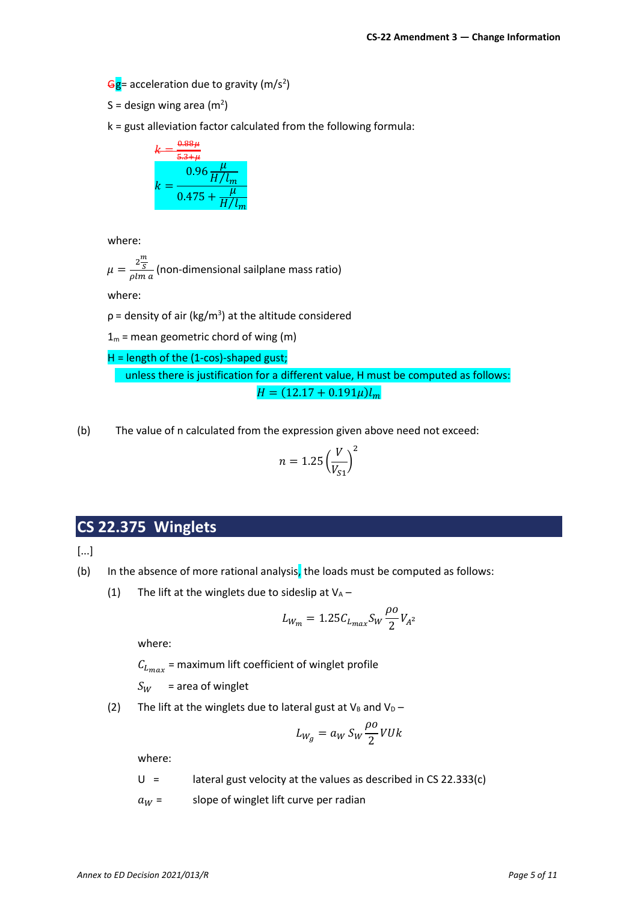~~G~~g= acceleration due to gravity (m/s²)

S = design wing area (m²)

k = gust alleviation factor calculated from the following formula:

~~$k = \frac{0.88\mu}{5.3+\mu}$~~

$$k = \frac{0.96\frac{\mu}{H/l_m}}{0.475 + \frac{\mu}{H/l_m}}$$

where:

$\mu = \frac{2\frac{m}{S}}{\rho l m\ a}$ (non-dimensional sailplane mass ratio)

where:

ρ = density of air (kg/m³) at the altitude considered

$1_m$ = mean geometric chord of wing (m)

H = length of the (1-cos)-shaped gust;

unless there is justification for a different value, H must be computed as follows:

$$H = (12.17 + 0.191\mu)l_m$$

(b) The value of n calculated from the expression given above need not exceed:

$$n = 1.25\left(\frac{V}{V_{S1}}\right)^2$$

## CS 22.375 Winglets

[...]

(b) In the absence of more rational analysis, the loads must be computed as follows:

(1) The lift at the winglets due to sideslip at $V_A$ –

$$L_{W_m} = 1.25 C_{L_{max}} S_W \frac{\rho o}{2} V_{A^2}$$

where:

$C_{L_{max}}$ = maximum lift coefficient of winglet profile

$S_W$ = area of winglet

(2) The lift at the winglets due to lateral gust at $V_B$ and $V_D$ –

$$L_{W_g} = a_W\, S_W \frac{\rho o}{2} V U k$$

where:

U = lateral gust velocity at the values as described in CS 22.333(c)

$a_W$ = slope of winglet lift curve per radian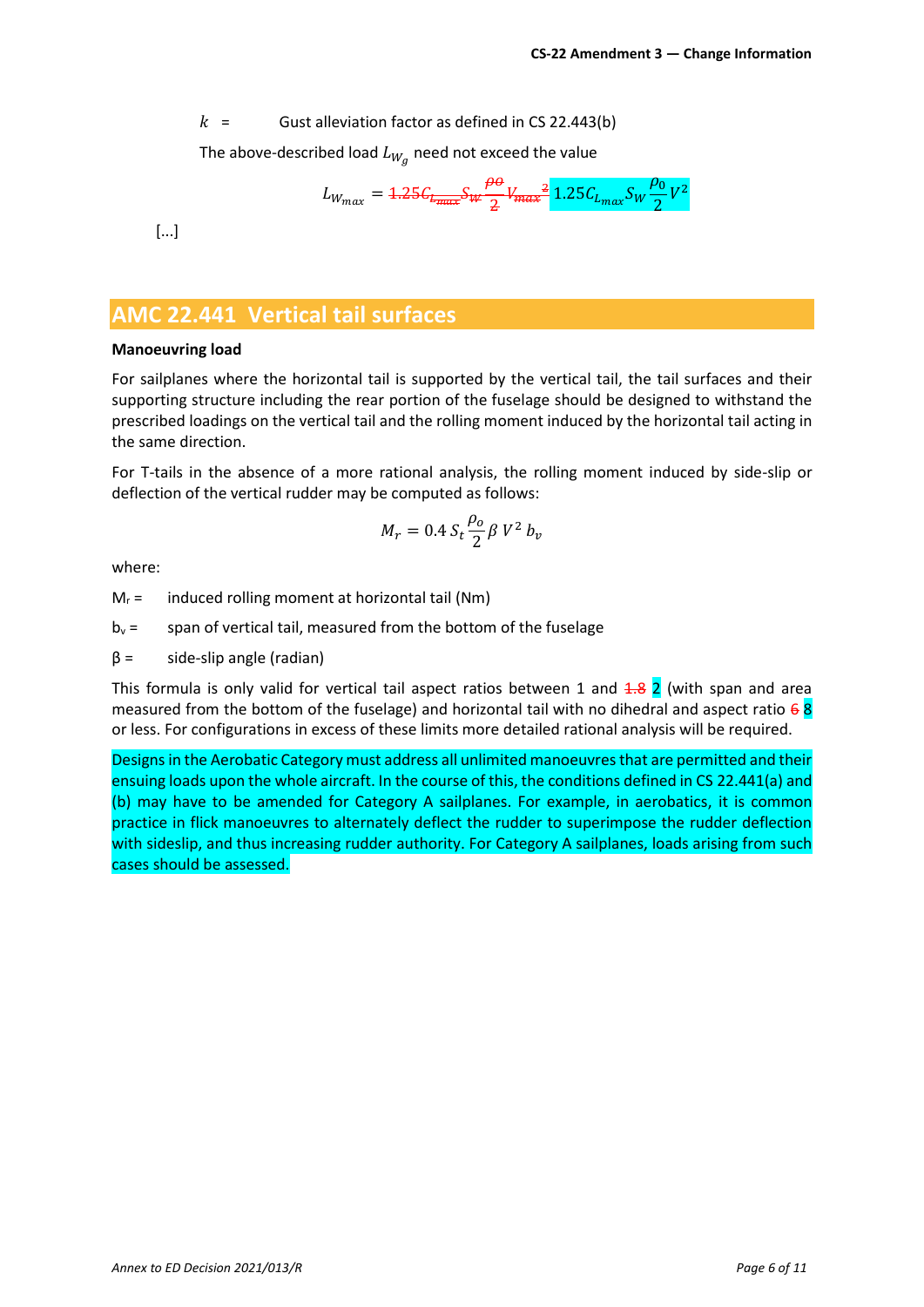$k$ = Gust alleviation factor as defined in CS 22.443(b)

The above-described load $L_{W_g}$ need not exceed the value

$$L_{W_{max}} = \sout{1.25 C_{L_{max}} S_W \frac{\rho o}{2} V_{max}{}^2} \; 1.25 C_{L_{max}} S_W \frac{\rho_0}{2} V^2$$

[...]

## AMC 22.441 Vertical tail surfaces

**Manoeuvring load**

For sailplanes where the horizontal tail is supported by the vertical tail, the tail surfaces and their supporting structure including the rear portion of the fuselage should be designed to withstand the prescribed loadings on the vertical tail and the rolling moment induced by the horizontal tail acting in the same direction.

For T-tails in the absence of a more rational analysis, the rolling moment induced by side-slip or deflection of the vertical rudder may be computed as follows:

$$M_r = 0.4 \, S_t \frac{\rho_o}{2} \beta \, V^2 \, b_v$$

where:

$M_r$ = induced rolling moment at horizontal tail (Nm)

$b_v$ = span of vertical tail, measured from the bottom of the fuselage

β = side-slip angle (radian)

This formula is only valid for vertical tail aspect ratios between 1 and ~~1.8~~ 2 (with span and area measured from the bottom of the fuselage) and horizontal tail with no dihedral and aspect ratio ~~6~~ 8 or less. For configurations in excess of these limits more detailed rational analysis will be required.

Designs in the Aerobatic Category must address all unlimited manoeuvres that are permitted and their ensuing loads upon the whole aircraft. In the course of this, the conditions defined in CS 22.441(a) and (b) may have to be amended for Category A sailplanes. For example, in aerobatics, it is common practice in flick manoeuvres to alternately deflect the rudder to superimpose the rudder deflection with sideslip, and thus increasing rudder authority. For Category A sailplanes, loads arising from such cases should be assessed.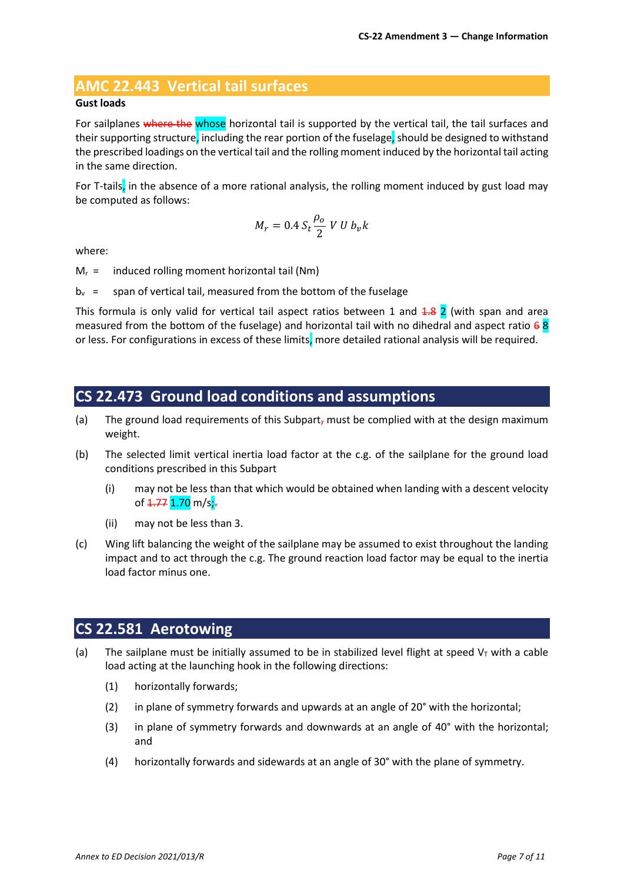## AMC 22.443 Vertical tail surfaces

**Gust loads**

For sailplanes ~~where the~~ whose horizontal tail is supported by the vertical tail, the tail surfaces and their supporting structure, including the rear portion of the fuselage, should be designed to withstand the prescribed loadings on the vertical tail and the rolling moment induced by the horizontal tail acting in the same direction.

For T-tails, in the absence of a more rational analysis, the rolling moment induced by gust load may be computed as follows:

$$M_r = 0.4\, S_t \frac{\rho_o}{2}\, V\, U\, b_v k$$

where:

$M_r$ = induced rolling moment horizontal tail (Nm)

$b_v$ = span of vertical tail, measured from the bottom of the fuselage

This formula is only valid for vertical tail aspect ratios between 1 and ~~1.8~~ 2 (with span and area measured from the bottom of the fuselage) and horizontal tail with no dihedral and aspect ratio ~~6~~ 8 or less. For configurations in excess of these limits, more detailed rational analysis will be required.

## CS 22.473 Ground load conditions and assumptions

(a) The ground load requirements of this Subpart~~,~~ must be complied with at the design maximum weight.

(b) The selected limit vertical inertia load factor at the c.g. of the sailplane for the ground load conditions prescribed in this Subpart

  (i) may not be less than that which would be obtained when landing with a descent velocity of ~~1.77~~ 1.70 m/s;~~.~~

  (ii) may not be less than 3.

(c) Wing lift balancing the weight of the sailplane may be assumed to exist throughout the landing impact and to act through the c.g. The ground reaction load factor may be equal to the inertia load factor minus one.

## CS 22.581 Aerotowing

(a) The sailplane must be initially assumed to be in stabilized level flight at speed $V_T$ with a cable load acting at the launching hook in the following directions:

  (1) horizontally forwards;

  (2) in plane of symmetry forwards and upwards at an angle of 20° with the horizontal;

  (3) in plane of symmetry forwards and downwards at an angle of 40° with the horizontal; and

  (4) horizontally forwards and sidewards at an angle of 30° with the plane of symmetry.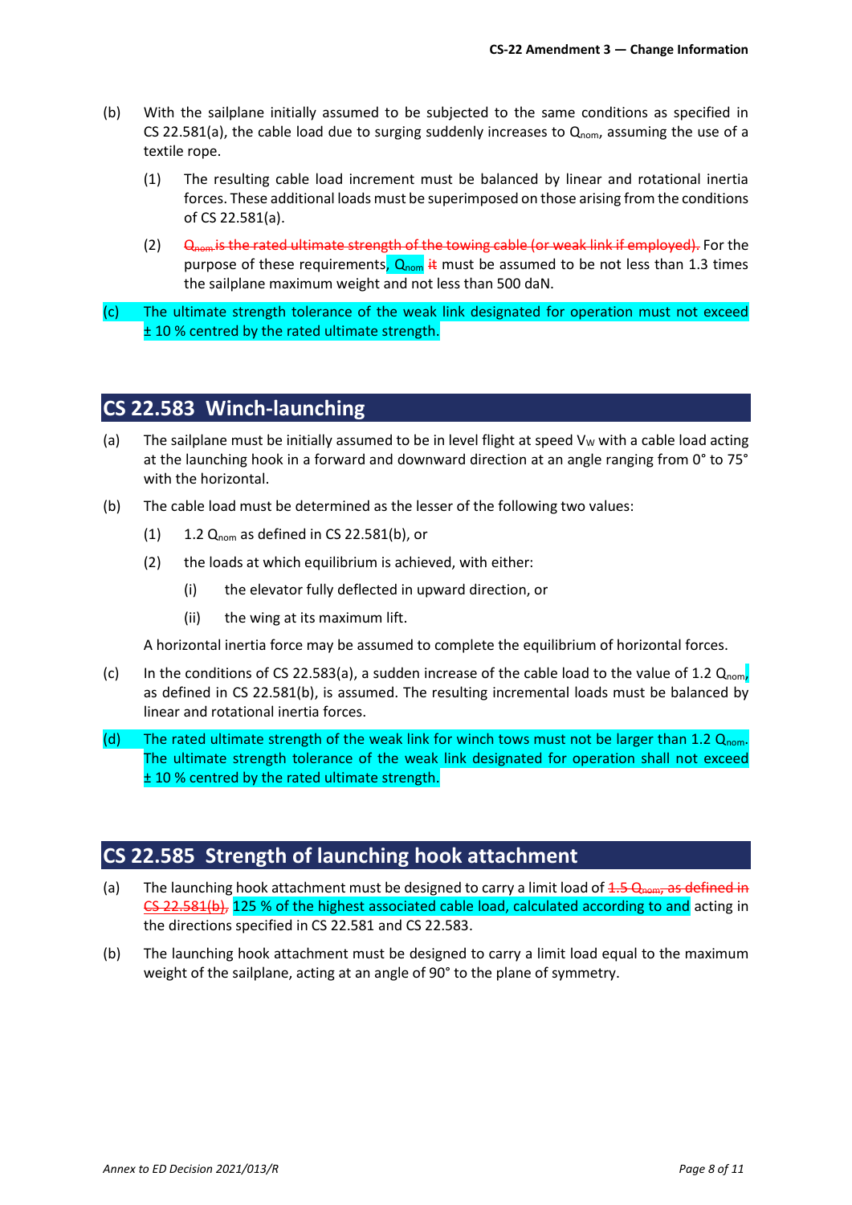(b) With the sailplane initially assumed to be subjected to the same conditions as specified in CS 22.581(a), the cable load due to surging suddenly increases to $Q_{nom}$, assuming the use of a textile rope.

(1) The resulting cable load increment must be balanced by linear and rotational inertia forces. These additional loads must be superimposed on those arising from the conditions of CS 22.581(a).

(2) ~~$Q_{nom}$ is the rated ultimate strength of the towing cable (or weak link if employed).~~ For the purpose of these requirements, $Q_{nom}$ ~~it~~ must be assumed to be not less than 1.3 times the sailplane maximum weight and not less than 500 daN.

(c) The ultimate strength tolerance of the weak link designated for operation must not exceed ± 10 % centred by the rated ultimate strength.

## CS 22.583 Winch-launching

(a) The sailplane must be initially assumed to be in level flight at speed $V_W$ with a cable load acting at the launching hook in a forward and downward direction at an angle ranging from 0° to 75° with the horizontal.

(b) The cable load must be determined as the lesser of the following two values:

(1) 1.2 $Q_{nom}$ as defined in CS 22.581(b), or

(2) the loads at which equilibrium is achieved, with either:

(i) the elevator fully deflected in upward direction, or

(ii) the wing at its maximum lift.

A horizontal inertia force may be assumed to complete the equilibrium of horizontal forces.

(c) In the conditions of CS 22.583(a), a sudden increase of the cable load to the value of 1.2 $Q_{nom}$, as defined in CS 22.581(b), is assumed. The resulting incremental loads must be balanced by linear and rotational inertia forces.

(d) The rated ultimate strength of the weak link for winch tows must not be larger than 1.2 $Q_{nom}$. The ultimate strength tolerance of the weak link designated for operation shall not exceed ± 10 % centred by the rated ultimate strength.

## CS 22.585 Strength of launching hook attachment

(a) The launching hook attachment must be designed to carry a limit load of ~~1.5 $Q_{nom}$, as defined in CS 22.581(b),~~ 125 % of the highest associated cable load, calculated according to and acting in the directions specified in CS 22.581 and CS 22.583.

(b) The launching hook attachment must be designed to carry a limit load equal to the maximum weight of the sailplane, acting at an angle of 90° to the plane of symmetry.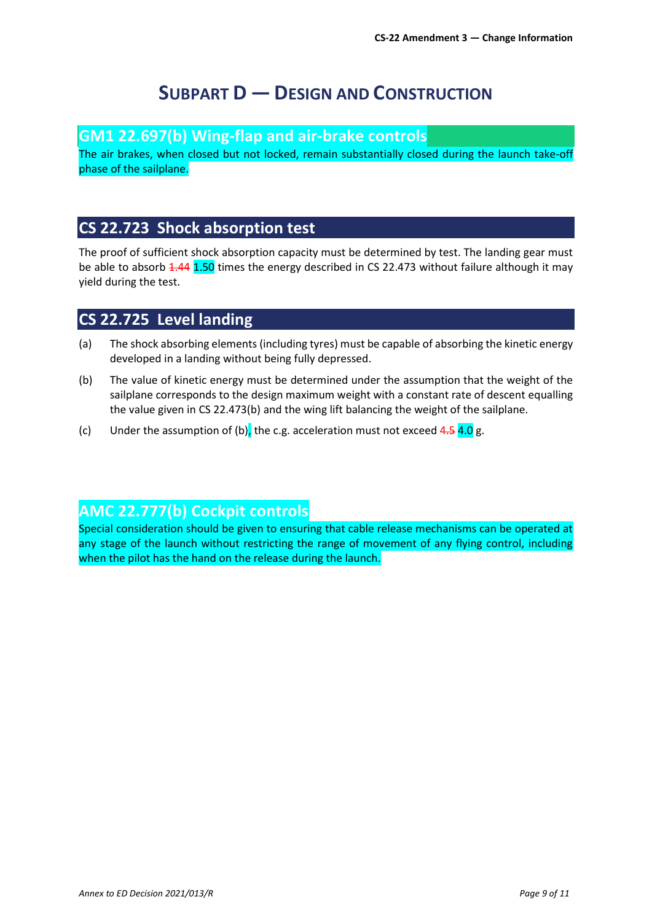# SUBPART D — DESIGN AND CONSTRUCTION

## GM1 22.697(b) Wing-flap and air-brake controls

The air brakes, when closed but not locked, remain substantially closed during the launch take-off phase of the sailplane.

## CS 22.723 Shock absorption test

The proof of sufficient shock absorption capacity must be determined by test. The landing gear must be able to absorb ~~1.44~~ 1.50 times the energy described in CS 22.473 without failure although it may yield during the test.

## CS 22.725 Level landing

(a) The shock absorbing elements (including tyres) must be capable of absorbing the kinetic energy developed in a landing without being fully depressed.

(b) The value of kinetic energy must be determined under the assumption that the weight of the sailplane corresponds to the design maximum weight with a constant rate of descent equalling the value given in CS 22.473(b) and the wing lift balancing the weight of the sailplane.

(c) Under the assumption of (b), the c.g. acceleration must not exceed ~~4.5~~ 4.0 g.

## AMC 22.777(b) Cockpit controls

Special consideration should be given to ensuring that cable release mechanisms can be operated at any stage of the launch without restricting the range of movement of any flying control, including when the pilot has the hand on the release during the launch.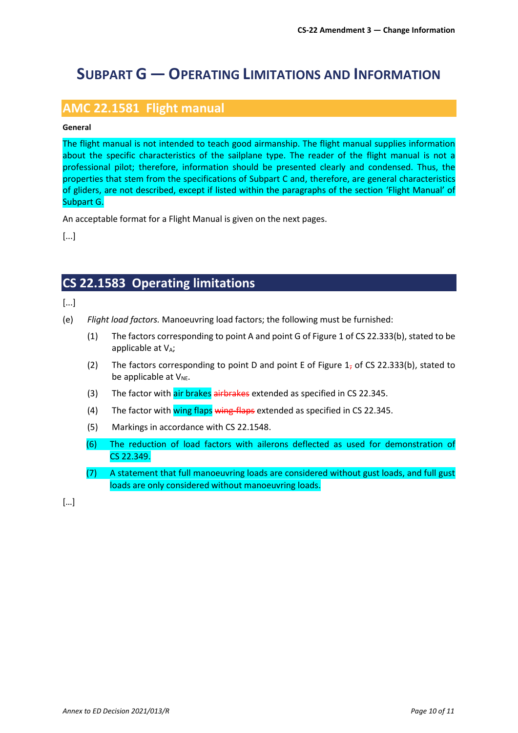# SUBPART G — OPERATING LIMITATIONS AND INFORMATION

## AMC 22.1581 Flight manual

**General**

The flight manual is not intended to teach good airmanship. The flight manual supplies information about the specific characteristics of the sailplane type. The reader of the flight manual is not a professional pilot; therefore, information should be presented clearly and condensed. Thus, the properties that stem from the specifications of Subpart C and, therefore, are general characteristics of gliders, are not described, except if listed within the paragraphs of the section 'Flight Manual' of Subpart G.

An acceptable format for a Flight Manual is given on the next pages.

[...]

## CS 22.1583 Operating limitations

[...]

(e) *Flight load factors.* Manoeuvring load factors; the following must be furnished:

(1) The factors corresponding to point A and point G of Figure 1 of CS 22.333(b), stated to be applicable at $V_A$;

(2) The factors corresponding to point D and point E of Figure 1~~,~~ of CS 22.333(b), stated to be applicable at $V_{NE}$.

(3) The factor with air brakes ~~airbrakes~~ extended as specified in CS 22.345.

(4) The factor with wing flaps ~~wing-flaps~~ extended as specified in CS 22.345.

(5) Markings in accordance with CS 22.1548.

(6) The reduction of load factors with ailerons deflected as used for demonstration of CS 22.349.

(7) A statement that full manoeuvring loads are considered without gust loads, and full gust loads are only considered without manoeuvring loads.

[…]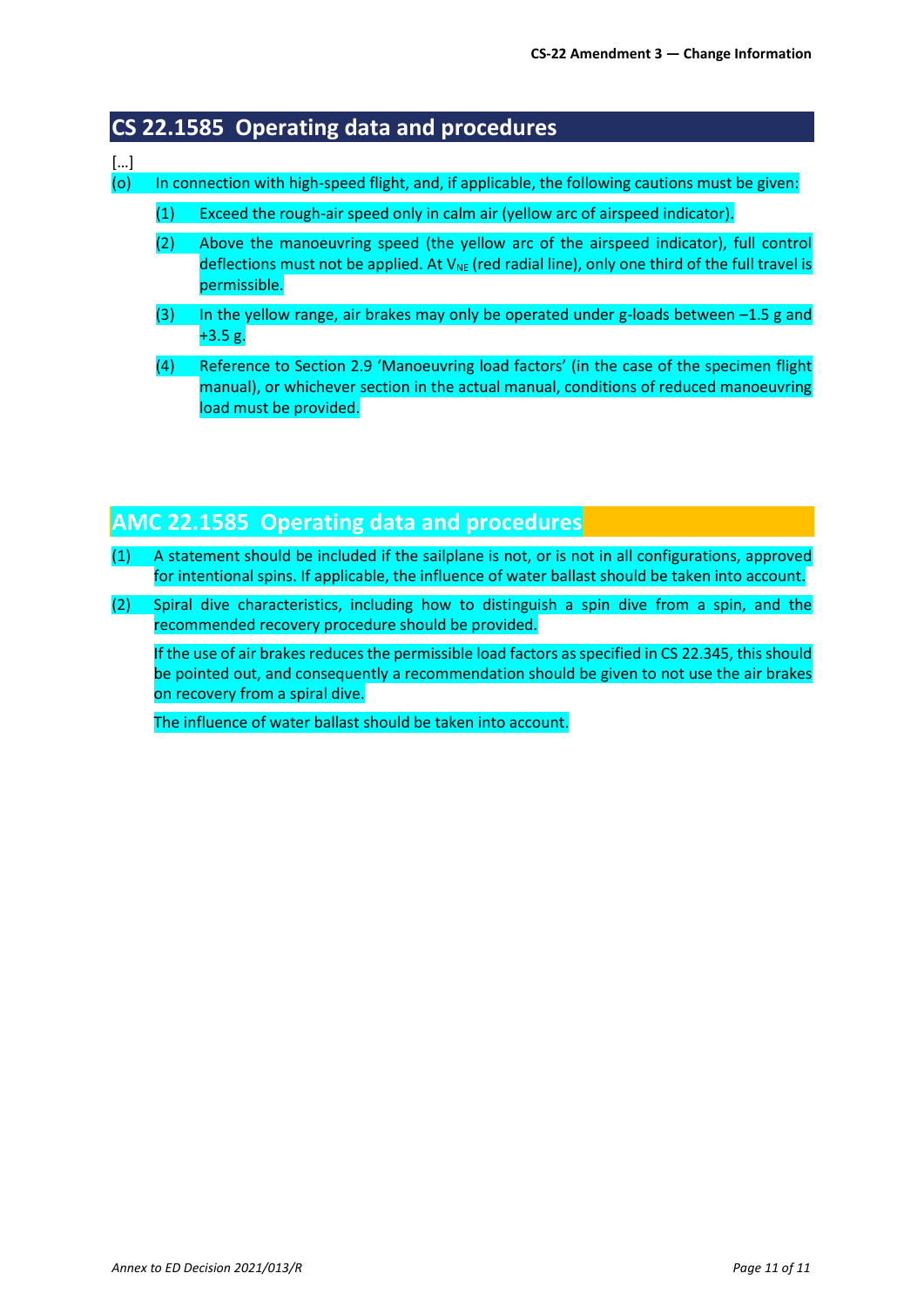## CS 22.1585  Operating data and procedures

[…]

(o) In connection with high-speed flight, and, if applicable, the following cautions must be given:

(1) Exceed the rough-air speed only in calm air (yellow arc of airspeed indicator).

(2) Above the manoeuvring speed (the yellow arc of the airspeed indicator), full control deflections must not be applied. At $V_{NE}$ (red radial line), only one third of the full travel is permissible.

(3) In the yellow range, air brakes may only be operated under g-loads between –1.5 g and +3.5 g.

(4) Reference to Section 2.9 'Manoeuvring load factors' (in the case of the specimen flight manual), or whichever section in the actual manual, conditions of reduced manoeuvring load must be provided.

## AMC 22.1585  Operating data and procedures

(1) A statement should be included if the sailplane is not, or is not in all configurations, approved for intentional spins. If applicable, the influence of water ballast should be taken into account.

(2) Spiral dive characteristics, including how to distinguish a spin dive from a spin, and the recommended recovery procedure should be provided.

If the use of air brakes reduces the permissible load factors as specified in CS 22.345, this should be pointed out, and consequently a recommendation should be given to not use the air brakes on recovery from a spiral dive.

The influence of water ballast should be taken into account.